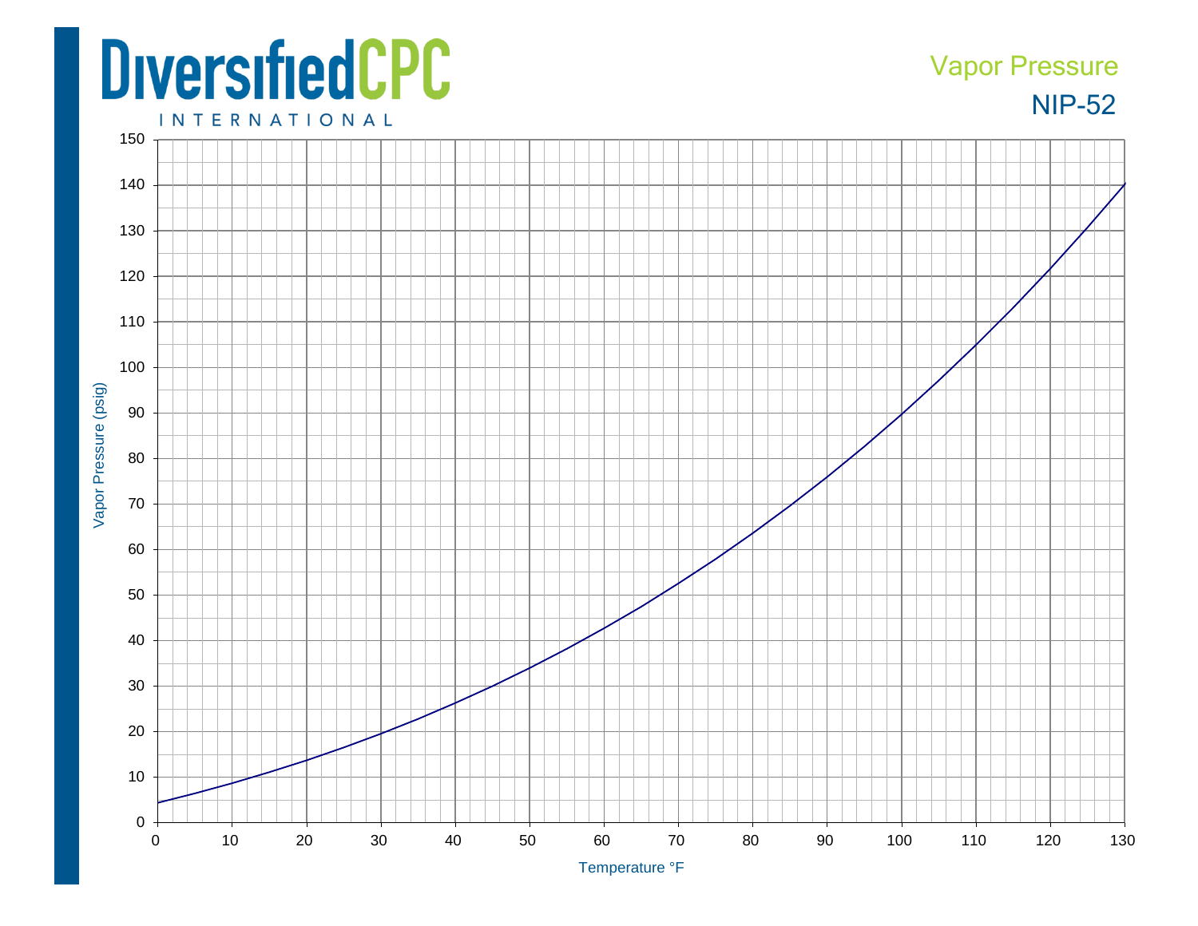# DiversifiedCPC INTERNATIONAL

## Vapor Pressure

## NIP-52

Vapor Pressure (psig)

Temperature °F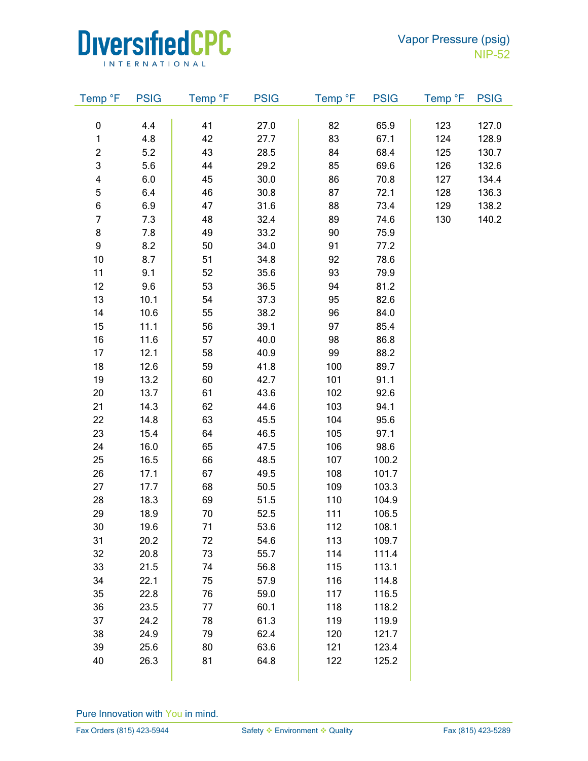DiversifiedCPC INTERNATIONAL

Vapor Pressure (psig)
NIP-52

| Temp °F | PSIG | Temp °F | PSIG | Temp °F | PSIG | Temp °F | PSIG |
|---|---|---|---|---|---|---|---|
| 0 | 4.4 | 41 | 27.0 | 82 | 65.9 | 123 | 127.0 |
| 1 | 4.8 | 42 | 27.7 | 83 | 67.1 | 124 | 128.9 |
| 2 | 5.2 | 43 | 28.5 | 84 | 68.4 | 125 | 130.7 |
| 3 | 5.6 | 44 | 29.2 | 85 | 69.6 | 126 | 132.6 |
| 4 | 6.0 | 45 | 30.0 | 86 | 70.8 | 127 | 134.4 |
| 5 | 6.4 | 46 | 30.8 | 87 | 72.1 | 128 | 136.3 |
| 6 | 6.9 | 47 | 31.6 | 88 | 73.4 | 129 | 138.2 |
| 7 | 7.3 | 48 | 32.4 | 89 | 74.6 | 130 | 140.2 |
| 8 | 7.8 | 49 | 33.2 | 90 | 75.9 | | |
| 9 | 8.2 | 50 | 34.0 | 91 | 77.2 | | |
| 10 | 8.7 | 51 | 34.8 | 92 | 78.6 | | |
| 11 | 9.1 | 52 | 35.6 | 93 | 79.9 | | |
| 12 | 9.6 | 53 | 36.5 | 94 | 81.2 | | |
| 13 | 10.1 | 54 | 37.3 | 95 | 82.6 | | |
| 14 | 10.6 | 55 | 38.2 | 96 | 84.0 | | |
| 15 | 11.1 | 56 | 39.1 | 97 | 85.4 | | |
| 16 | 11.6 | 57 | 40.0 | 98 | 86.8 | | |
| 17 | 12.1 | 58 | 40.9 | 99 | 88.2 | | |
| 18 | 12.6 | 59 | 41.8 | 100 | 89.7 | | |
| 19 | 13.2 | 60 | 42.7 | 101 | 91.1 | | |
| 20 | 13.7 | 61 | 43.6 | 102 | 92.6 | | |
| 21 | 14.3 | 62 | 44.6 | 103 | 94.1 | | |
| 22 | 14.8 | 63 | 45.5 | 104 | 95.6 | | |
| 23 | 15.4 | 64 | 46.5 | 105 | 97.1 | | |
| 24 | 16.0 | 65 | 47.5 | 106 | 98.6 | | |
| 25 | 16.5 | 66 | 48.5 | 107 | 100.2 | | |
| 26 | 17.1 | 67 | 49.5 | 108 | 101.7 | | |
| 27 | 17.7 | 68 | 50.5 | 109 | 103.3 | | |
| 28 | 18.3 | 69 | 51.5 | 110 | 104.9 | | |
| 29 | 18.9 | 70 | 52.5 | 111 | 106.5 | | |
| 30 | 19.6 | 71 | 53.6 | 112 | 108.1 | | |
| 31 | 20.2 | 72 | 54.6 | 113 | 109.7 | | |
| 32 | 20.8 | 73 | 55.7 | 114 | 111.4 | | |
| 33 | 21.5 | 74 | 56.8 | 115 | 113.1 | | |
| 34 | 22.1 | 75 | 57.9 | 116 | 114.8 | | |
| 35 | 22.8 | 76 | 59.0 | 117 | 116.5 | | |
| 36 | 23.5 | 77 | 60.1 | 118 | 118.2 | | |
| 37 | 24.2 | 78 | 61.3 | 119 | 119.9 | | |
| 38 | 24.9 | 79 | 62.4 | 120 | 121.7 | | |
| 39 | 25.6 | 80 | 63.6 | 121 | 123.4 | | |
| 40 | 26.3 | 81 | 64.8 | 122 | 125.2 | | |

Pure Innovation with You in mind.

Fax Orders (815) 423-5944 | Safety ❖ Environment ❖ Quality | Fax (815) 423-5289